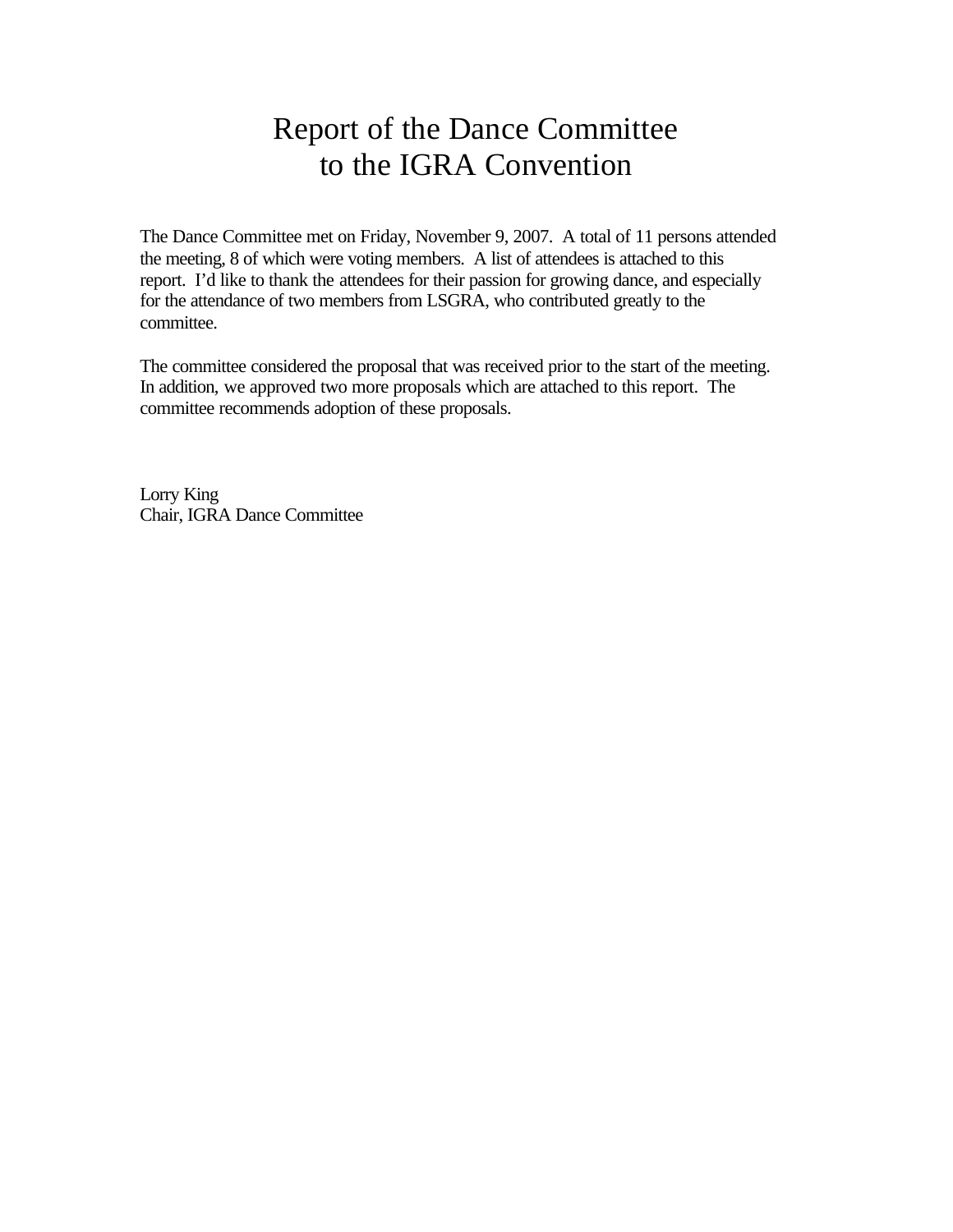# Report of the Dance Committee to the IGRA Convention

The Dance Committee met on Friday, November 9, 2007. A total of 11 persons attended the meeting, 8 of which were voting members. A list of attendees is attached to this report. I'd like to thank the attendees for their passion for growing dance, and especially for the attendance of two members from LSGRA, who contributed greatly to the committee.

The committee considered the proposal that was received prior to the start of the meeting. In addition, we approved two more proposals which are attached to this report. The committee recommends adoption of these proposals.

Lorry King
Chair, IGRA Dance Committee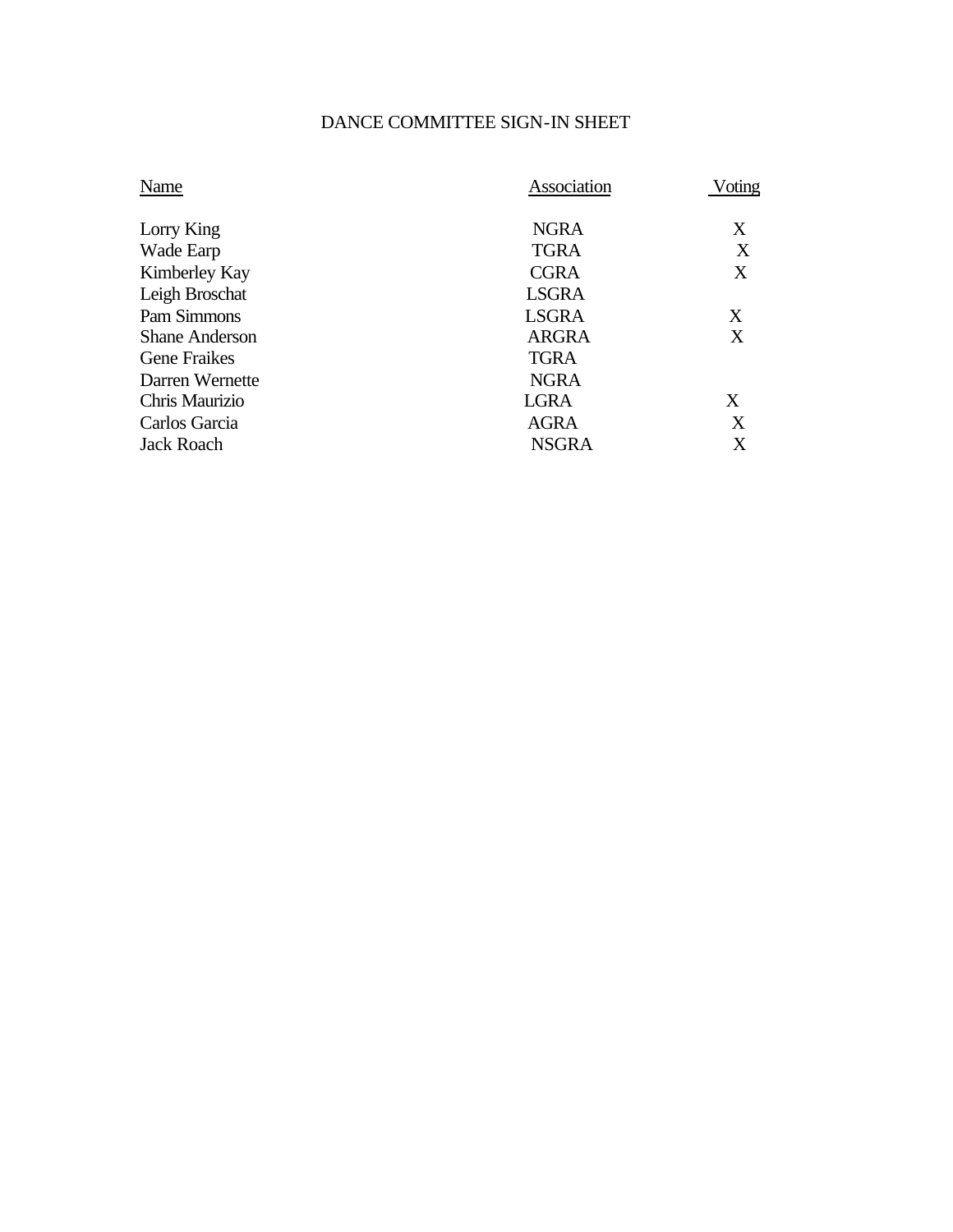# DANCE COMMITTEE SIGN-IN SHEET

| Name | Association | Voting |
|---|---|---|
| Lorry King | NGRA | X |
| Wade Earp | TGRA | X |
| Kimberley Kay | CGRA | X |
| Leigh Broschat | LSGRA | |
| Pam Simmons | LSGRA | X |
| Shane Anderson | ARGRA | X |
| Gene Fraikes | TGRA | |
| Darren Wernette | NGRA | |
| Chris Maurizio | LGRA | X |
| Carlos Garcia | AGRA | X |
| Jack Roach | NSGRA | X |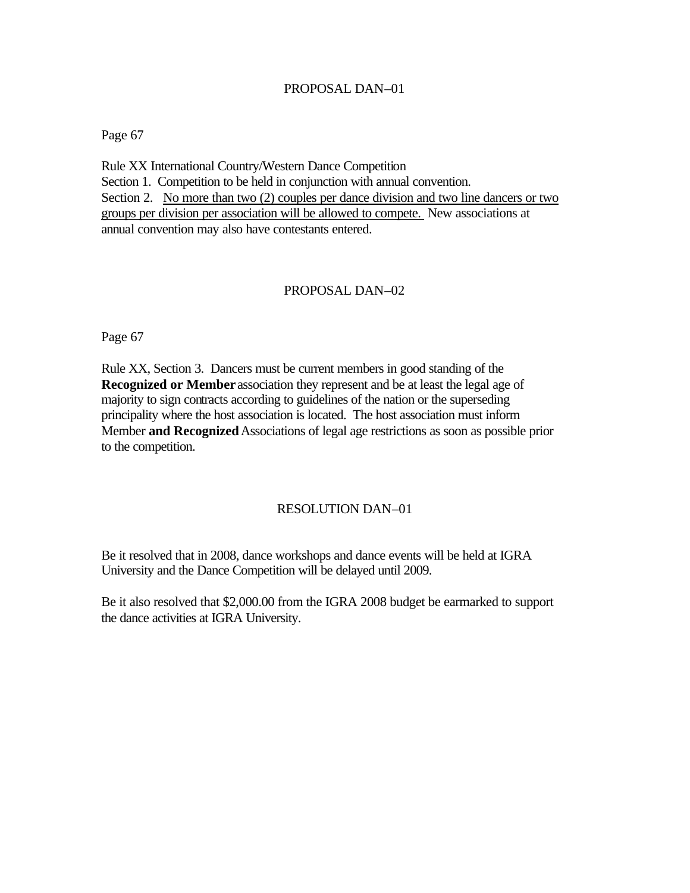## PROPOSAL DAN–01

Page 67

Rule XX International Country/Western Dance Competition
Section 1. Competition to be held in conjunction with annual convention.
Section 2. <u>No more than two (2) couples per dance division and two line dancers or two groups per division per association will be allowed to compete.</u> New associations at annual convention may also have contestants entered.

## PROPOSAL DAN–02

Page 67

Rule XX, Section 3. Dancers must be current members in good standing of the **Recognized or Member** association they represent and be at least the legal age of majority to sign contracts according to guidelines of the nation or the superseding principality where the host association is located. The host association must inform Member **and Recognized** Associations of legal age restrictions as soon as possible prior to the competition.

## RESOLUTION DAN–01

Be it resolved that in 2008, dance workshops and dance events will be held at IGRA University and the Dance Competition will be delayed until 2009.

Be it also resolved that $2,000.00 from the IGRA 2008 budget be earmarked to support the dance activities at IGRA University.